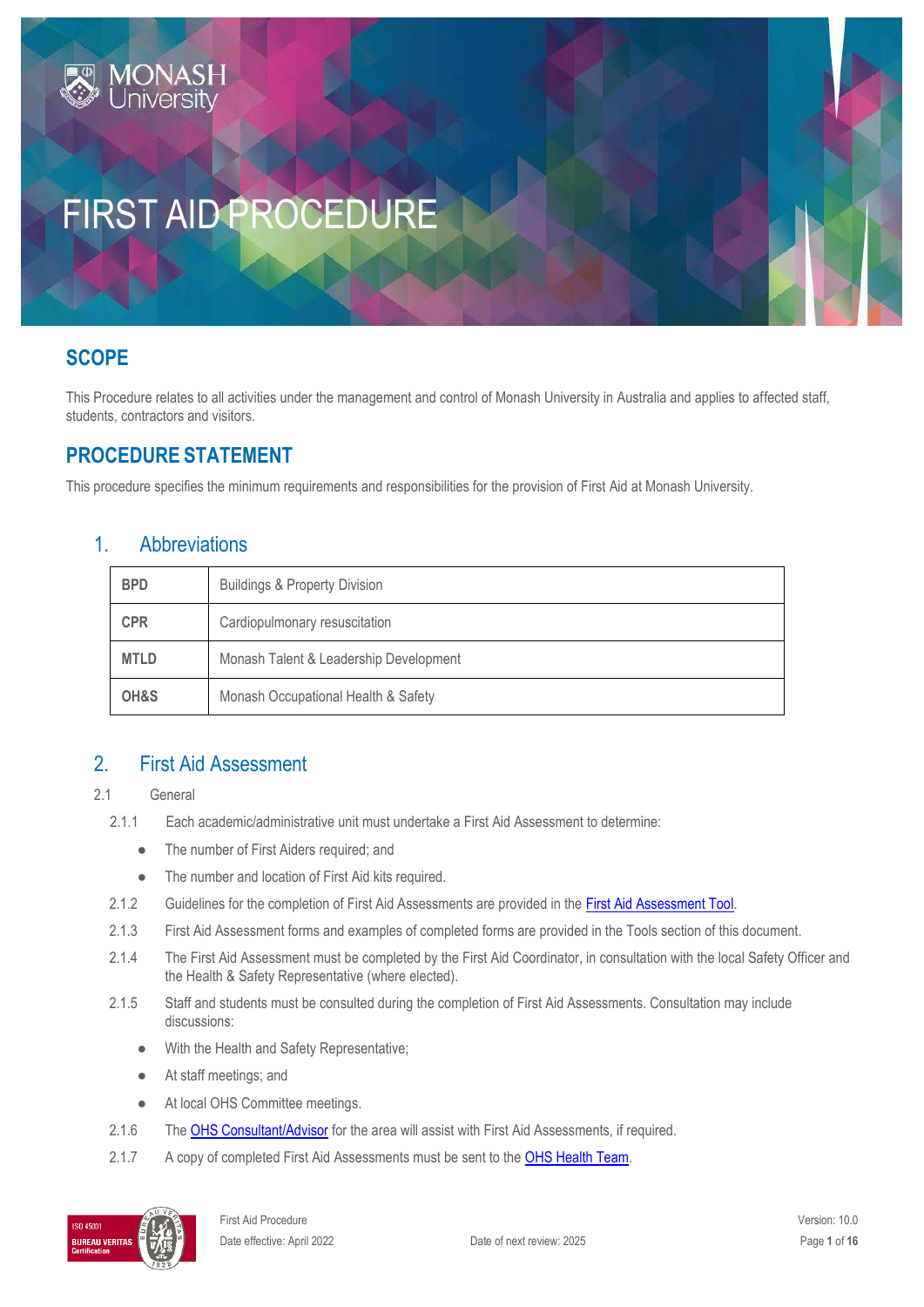# FIRST AID PROCEDURE

## SCOPE

This Procedure relates to all activities under the management and control of Monash University in Australia and applies to affected staff, students, contractors and visitors.

## PROCEDURE STATEMENT

This procedure specifies the minimum requirements and responsibilities for the provision of First Aid at Monash University.

### 1. Abbreviations

| | |
|---|---|
| **BPD** | Buildings & Property Division |
| **CPR** | Cardiopulmonary resuscitation |
| **MTLD** | Monash Talent & Leadership Development |
| **OH&S** | Monash Occupational Health & Safety |

### 2. First Aid Assessment

2.1 General

2.1.1 Each academic/administrative unit must undertake a First Aid Assessment to determine:

- The number of First Aiders required; and
- The number and location of First Aid kits required.

2.1.2 Guidelines for the completion of First Aid Assessments are provided in the First Aid Assessment Tool.

2.1.3 First Aid Assessment forms and examples of completed forms are provided in the Tools section of this document.

2.1.4 The First Aid Assessment must be completed by the First Aid Coordinator, in consultation with the local Safety Officer and the Health & Safety Representative (where elected).

2.1.5 Staff and students must be consulted during the completion of First Aid Assessments. Consultation may include discussions:

- With the Health and Safety Representative;
- At staff meetings; and
- At local OHS Committee meetings.

2.1.6 The OHS Consultant/Advisor for the area will assist with First Aid Assessments, if required.

2.1.7 A copy of completed First Aid Assessments must be sent to the OHS Health Team.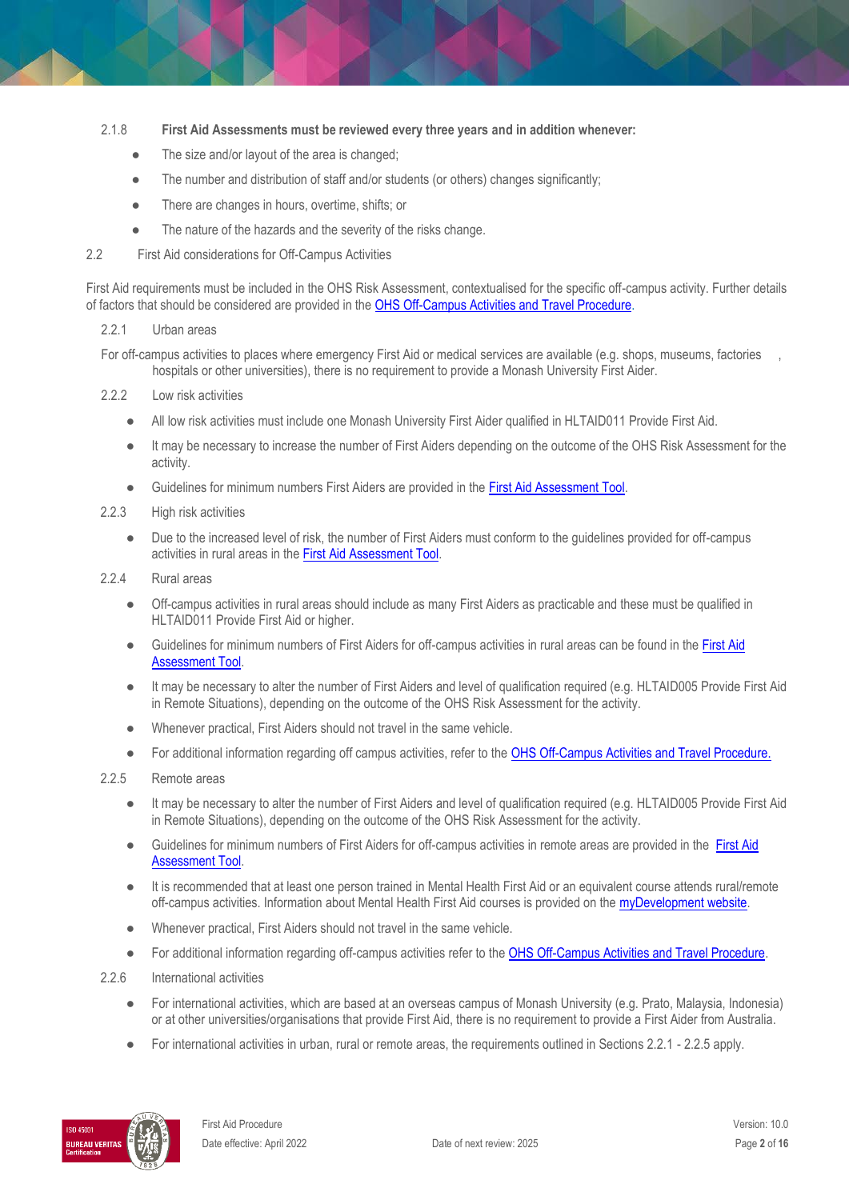2.1.8 **First Aid Assessments must be reviewed every three years and in addition whenever:**

- The size and/or layout of the area is changed;
- The number and distribution of staff and/or students (or others) changes significantly;
- There are changes in hours, overtime, shifts; or
- The nature of the hazards and the severity of the risks change.

2.2 First Aid considerations for Off-Campus Activities

First Aid requirements must be included in the OHS Risk Assessment, contextualised for the specific off-campus activity. Further details of factors that should be considered are provided in the [OHS Off-Campus Activities and Travel Procedure].

2.2.1 Urban areas

For off-campus activities to places where emergency First Aid or medical services are available (e.g. shops, museums, factories, hospitals or other universities), there is no requirement to provide a Monash University First Aider.

2.2.2 Low risk activities

- All low risk activities must include one Monash University First Aider qualified in HLTAID011 Provide First Aid.
- It may be necessary to increase the number of First Aiders depending on the outcome of the OHS Risk Assessment for the activity.
- Guidelines for minimum numbers First Aiders are provided in the [First Aid Assessment Tool].

2.2.3 High risk activities

- Due to the increased level of risk, the number of First Aiders must conform to the guidelines provided for off-campus activities in rural areas in the [First Aid Assessment Tool].

2.2.4 Rural areas

- Off-campus activities in rural areas should include as many First Aiders as practicable and these must be qualified in HLTAID011 Provide First Aid or higher.
- Guidelines for minimum numbers of First Aiders for off-campus activities in rural areas can be found in the [First Aid Assessment Tool].
- It may be necessary to alter the number of First Aiders and level of qualification required (e.g. HLTAID005 Provide First Aid in Remote Situations), depending on the outcome of the OHS Risk Assessment for the activity.
- Whenever practical, First Aiders should not travel in the same vehicle.
- For additional information regarding off campus activities, refer to the [OHS Off-Campus Activities and Travel Procedure.]

2.2.5 Remote areas

- It may be necessary to alter the number of First Aiders and level of qualification required (e.g. HLTAID005 Provide First Aid in Remote Situations), depending on the outcome of the OHS Risk Assessment for the activity.
- Guidelines for minimum numbers of First Aiders for off-campus activities in remote areas are provided in the [First Aid Assessment Tool].
- It is recommended that at least one person trained in Mental Health First Aid or an equivalent course attends rural/remote off-campus activities. Information about Mental Health First Aid courses is provided on the [myDevelopment website].
- Whenever practical, First Aiders should not travel in the same vehicle.
- For additional information regarding off-campus activities refer to the [OHS Off-Campus Activities and Travel Procedure].

2.2.6 International activities

- For international activities, which are based at an overseas campus of Monash University (e.g. Prato, Malaysia, Indonesia) or at other universities/organisations that provide First Aid, there is no requirement to provide a First Aider from Australia.
- For international activities in urban, rural or remote areas, the requirements outlined in Sections 2.2.1 - 2.2.5 apply.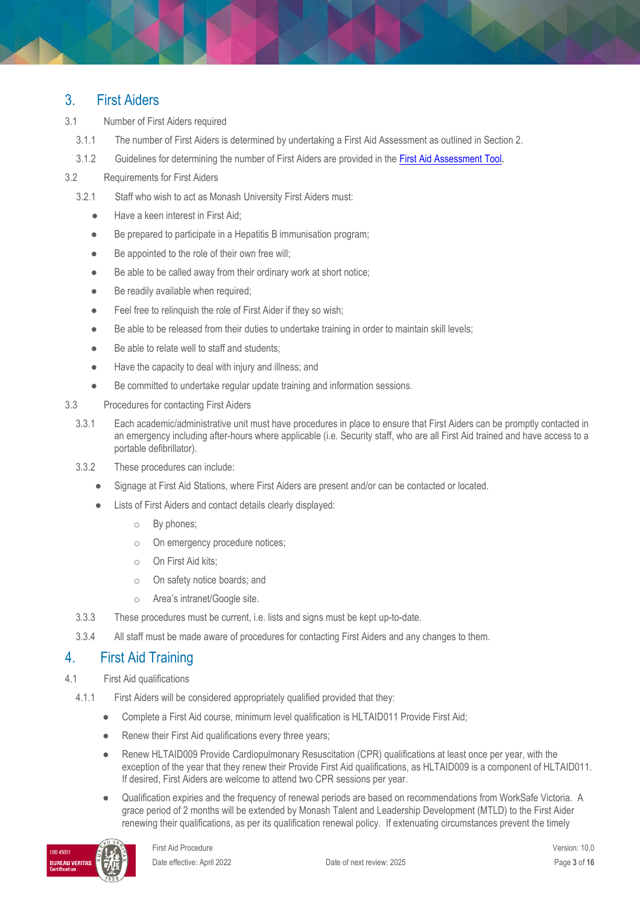## 3. First Aiders

3.1 Number of First Aiders required

3.1.1 The number of First Aiders is determined by undertaking a First Aid Assessment as outlined in Section 2.

3.1.2 Guidelines for determining the number of First Aiders are provided in the First Aid Assessment Tool.

3.2 Requirements for First Aiders

3.2.1 Staff who wish to act as Monash University First Aiders must:

- Have a keen interest in First Aid;
- Be prepared to participate in a Hepatitis B immunisation program;
- Be appointed to the role of their own free will;
- Be able to be called away from their ordinary work at short notice;
- Be readily available when required;
- Feel free to relinquish the role of First Aider if they so wish;
- Be able to be released from their duties to undertake training in order to maintain skill levels;
- Be able to relate well to staff and students;
- Have the capacity to deal with injury and illness; and
- Be committed to undertake regular update training and information sessions.

3.3 Procedures for contacting First Aiders

3.3.1 Each academic/administrative unit must have procedures in place to ensure that First Aiders can be promptly contacted in an emergency including after-hours where applicable (i.e. Security staff, who are all First Aid trained and have access to a portable defibrillator).

3.3.2 These procedures can include:

- Signage at First Aid Stations, where First Aiders are present and/or can be contacted or located.
- Lists of First Aiders and contact details clearly displayed:
  - By phones;
  - On emergency procedure notices;
  - On First Aid kits;
  - On safety notice boards; and
  - Area's intranet/Google site.

3.3.3 These procedures must be current, i.e. lists and signs must be kept up-to-date.

3.3.4 All staff must be made aware of procedures for contacting First Aiders and any changes to them.

## 4. First Aid Training

4.1 First Aid qualifications

4.1.1 First Aiders will be considered appropriately qualified provided that they:

- Complete a First Aid course, minimum level qualification is HLTAID011 Provide First Aid;
- Renew their First Aid qualifications every three years;
- Renew HLTAID009 Provide Cardiopulmonary Resuscitation (CPR) qualifications at least once per year, with the exception of the year that they renew their Provide First Aid qualifications, as HLTAID009 is a component of HLTAID011. If desired, First Aiders are welcome to attend two CPR sessions per year.
- Qualification expiries and the frequency of renewal periods are based on recommendations from WorkSafe Victoria. A grace period of 2 months will be extended by Monash Talent and Leadership Development (MTLD) to the First Aider renewing their qualifications, as per its qualification renewal policy. If extenuating circumstances prevent the timely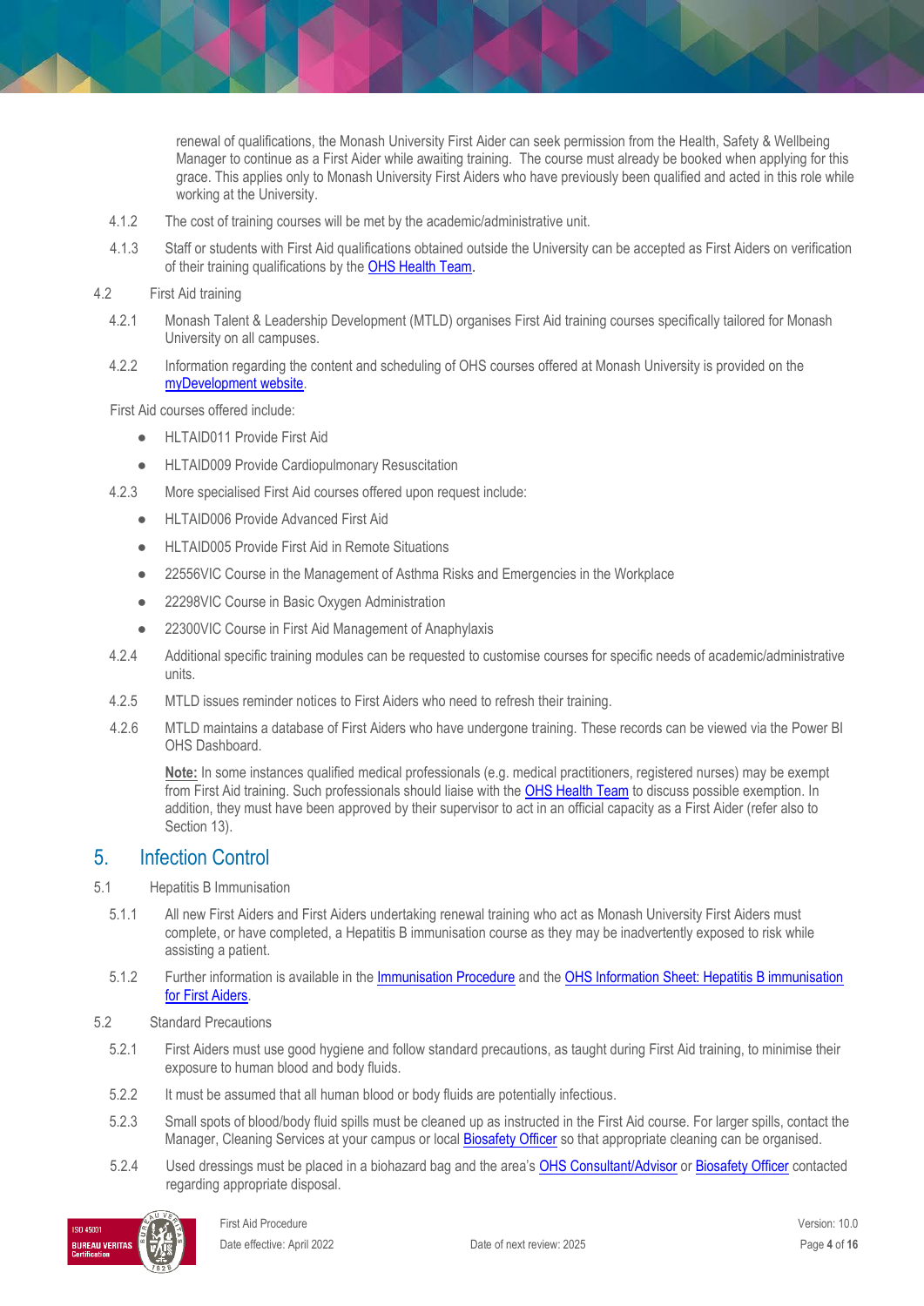renewal of qualifications, the Monash University First Aider can seek permission from the Health, Safety & Wellbeing Manager to continue as a First Aider while awaiting training. The course must already be booked when applying for this grace. This applies only to Monash University First Aiders who have previously been qualified and acted in this role while working at the University.

4.1.2 The cost of training courses will be met by the academic/administrative unit.

4.1.3 Staff or students with First Aid qualifications obtained outside the University can be accepted as First Aiders on verification of their training qualifications by the OHS Health Team.

4.2 First Aid training

4.2.1 Monash Talent & Leadership Development (MTLD) organises First Aid training courses specifically tailored for Monash University on all campuses.

4.2.2 Information regarding the content and scheduling of OHS courses offered at Monash University is provided on the myDevelopment website.

First Aid courses offered include:

- HLTAID011 Provide First Aid
- HLTAID009 Provide Cardiopulmonary Resuscitation

4.2.3 More specialised First Aid courses offered upon request include:

- HLTAID006 Provide Advanced First Aid
- HLTAID005 Provide First Aid in Remote Situations
- 22556VIC Course in the Management of Asthma Risks and Emergencies in the Workplace
- 22298VIC Course in Basic Oxygen Administration
- 22300VIC Course in First Aid Management of Anaphylaxis

4.2.4 Additional specific training modules can be requested to customise courses for specific needs of academic/administrative units.

4.2.5 MTLD issues reminder notices to First Aiders who need to refresh their training.

4.2.6 MTLD maintains a database of First Aiders who have undergone training. These records can be viewed via the Power BI OHS Dashboard.

**Note:** In some instances qualified medical professionals (e.g. medical practitioners, registered nurses) may be exempt from First Aid training. Such professionals should liaise with the OHS Health Team to discuss possible exemption. In addition, they must have been approved by their supervisor to act in an official capacity as a First Aider (refer also to Section 13).

## 5. Infection Control

5.1 Hepatitis B Immunisation

5.1.1 All new First Aiders and First Aiders undertaking renewal training who act as Monash University First Aiders must complete, or have completed, a Hepatitis B immunisation course as they may be inadvertently exposed to risk while assisting a patient.

5.1.2 Further information is available in the Immunisation Procedure and the OHS Information Sheet: Hepatitis B immunisation for First Aiders.

5.2 Standard Precautions

5.2.1 First Aiders must use good hygiene and follow standard precautions, as taught during First Aid training, to minimise their exposure to human blood and body fluids.

5.2.2 It must be assumed that all human blood or body fluids are potentially infectious.

5.2.3 Small spots of blood/body fluid spills must be cleaned up as instructed in the First Aid course. For larger spills, contact the Manager, Cleaning Services at your campus or local Biosafety Officer so that appropriate cleaning can be organised.

5.2.4 Used dressings must be placed in a biohazard bag and the area's OHS Consultant/Advisor or Biosafety Officer contacted regarding appropriate disposal.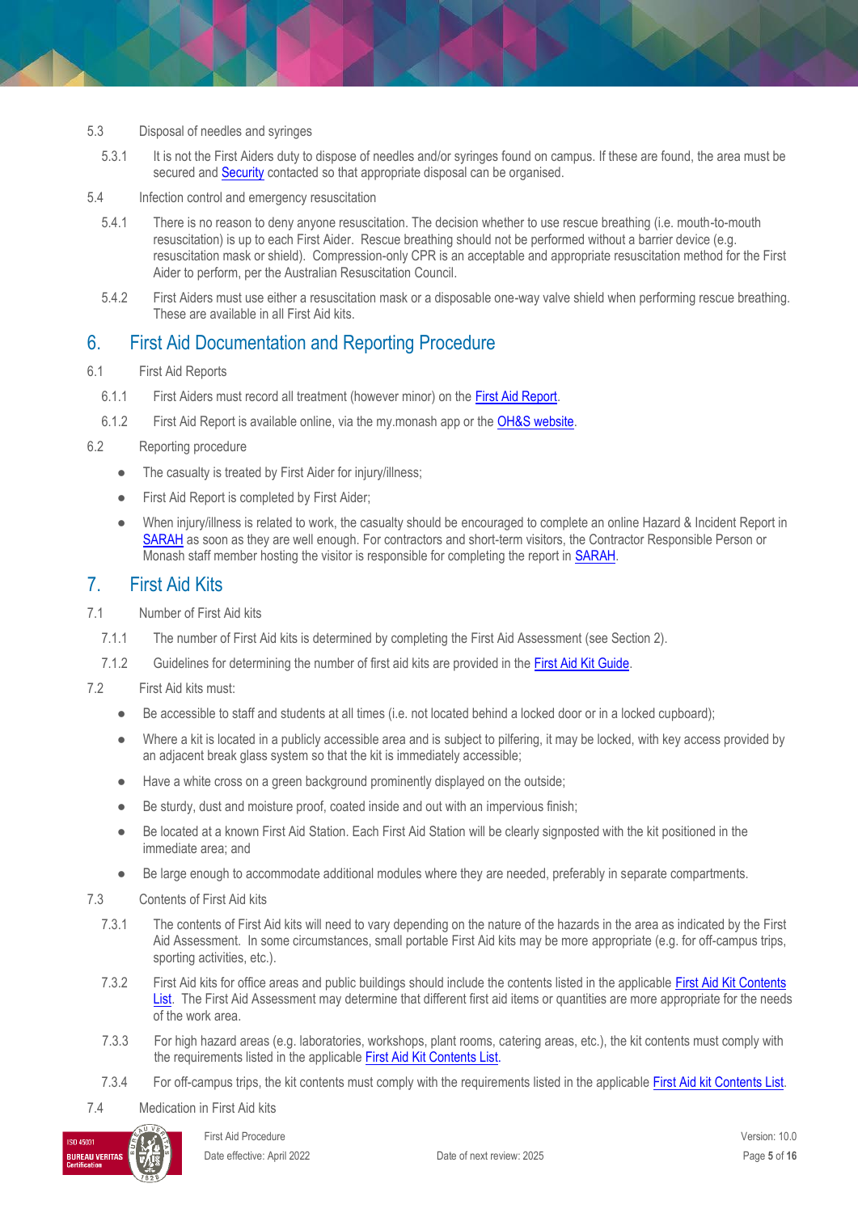5.3 Disposal of needles and syringes

5.3.1 It is not the First Aiders duty to dispose of needles and/or syringes found on campus. If these are found, the area must be secured and Security contacted so that appropriate disposal can be organised.

5.4 Infection control and emergency resuscitation

5.4.1 There is no reason to deny anyone resuscitation. The decision whether to use rescue breathing (i.e. mouth-to-mouth resuscitation) is up to each First Aider. Rescue breathing should not be performed without a barrier device (e.g. resuscitation mask or shield). Compression-only CPR is an acceptable and appropriate resuscitation method for the First Aider to perform, per the Australian Resuscitation Council.

5.4.2 First Aiders must use either a resuscitation mask or a disposable one-way valve shield when performing rescue breathing. These are available in all First Aid kits.

## 6. First Aid Documentation and Reporting Procedure

6.1 First Aid Reports

6.1.1 First Aiders must record all treatment (however minor) on the First Aid Report.

6.1.2 First Aid Report is available online, via the my.monash app or the OH&S website.

6.2 Reporting procedure

- The casualty is treated by First Aider for injury/illness;
- First Aid Report is completed by First Aider;
- When injury/illness is related to work, the casualty should be encouraged to complete an online Hazard & Incident Report in SARAH as soon as they are well enough. For contractors and short-term visitors, the Contractor Responsible Person or Monash staff member hosting the visitor is responsible for completing the report in SARAH.

## 7. First Aid Kits

7.1 Number of First Aid kits

7.1.1 The number of First Aid kits is determined by completing the First Aid Assessment (see Section 2).

7.1.2 Guidelines for determining the number of first aid kits are provided in the First Aid Kit Guide.

7.2 First Aid kits must:

- Be accessible to staff and students at all times (i.e. not located behind a locked door or in a locked cupboard);
- Where a kit is located in a publicly accessible area and is subject to pilfering, it may be locked, with key access provided by an adjacent break glass system so that the kit is immediately accessible;
- Have a white cross on a green background prominently displayed on the outside;
- Be sturdy, dust and moisture proof, coated inside and out with an impervious finish;
- Be located at a known First Aid Station. Each First Aid Station will be clearly signposted with the kit positioned in the immediate area; and
- Be large enough to accommodate additional modules where they are needed, preferably in separate compartments.

7.3 Contents of First Aid kits

7.3.1 The contents of First Aid kits will need to vary depending on the nature of the hazards in the area as indicated by the First Aid Assessment. In some circumstances, small portable First Aid kits may be more appropriate (e.g. for off-campus trips, sporting activities, etc.).

7.3.2 First Aid kits for office areas and public buildings should include the contents listed in the applicable First Aid Kit Contents List. The First Aid Assessment may determine that different first aid items or quantities are more appropriate for the needs of the work area.

7.3.3 For high hazard areas (e.g. laboratories, workshops, plant rooms, catering areas, etc.), the kit contents must comply with the requirements listed in the applicable First Aid Kit Contents List.

7.3.4 For off-campus trips, the kit contents must comply with the requirements listed in the applicable First Aid kit Contents List.

7.4 Medication in First Aid kits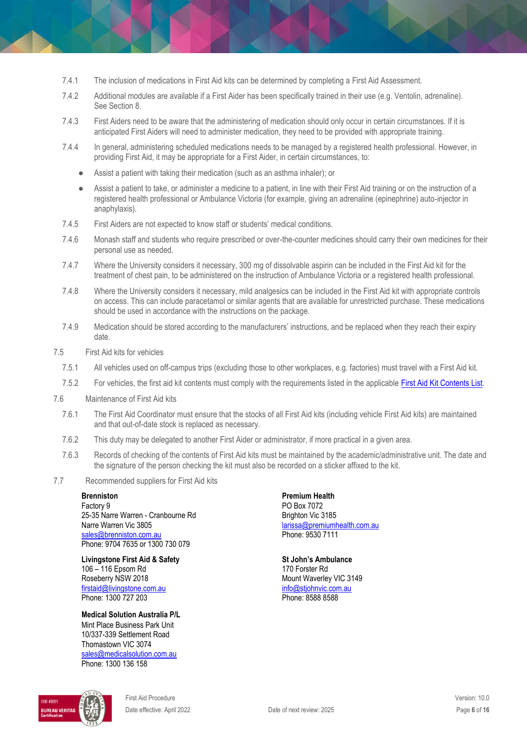7.4.1 The inclusion of medications in First Aid kits can be determined by completing a First Aid Assessment.

7.4.2 Additional modules are available if a First Aider has been specifically trained in their use (e.g. Ventolin, adrenaline). See Section 8.

7.4.3 First Aiders need to be aware that the administering of medication should only occur in certain circumstances. If it is anticipated First Aiders will need to administer medication, they need to be provided with appropriate training.

7.4.4 In general, administering scheduled medications needs to be managed by a registered health professional. However, in providing First Aid, it may be appropriate for a First Aider, in certain circumstances, to:

- Assist a patient with taking their medication (such as an asthma inhaler); or
- Assist a patient to take, or administer a medicine to a patient, in line with their First Aid training or on the instruction of a registered health professional or Ambulance Victoria (for example, giving an adrenaline (epinephrine) auto-injector in anaphylaxis).

7.4.5 First Aiders are not expected to know staff or students' medical conditions.

7.4.6 Monash staff and students who require prescribed or over-the-counter medicines should carry their own medicines for their personal use as needed.

7.4.7 Where the University considers it necessary, 300 mg of dissolvable aspirin can be included in the First Aid kit for the treatment of chest pain, to be administered on the instruction of Ambulance Victoria or a registered health professional.

7.4.8 Where the University considers it necessary, mild analgesics can be included in the First Aid kit with appropriate controls on access. This can include paracetamol or similar agents that are available for unrestricted purchase. These medications should be used in accordance with the instructions on the package.

7.4.9 Medication should be stored according to the manufacturers' instructions, and be replaced when they reach their expiry date.

### 7.5 First Aid kits for vehicles

7.5.1 All vehicles used on off-campus trips (excluding those to other workplaces, e.g. factories) must travel with a First Aid kit.

7.5.2 For vehicles, the first aid kit contents must comply with the requirements listed in the applicable [First Aid Kit Contents List](#).

### 7.6 Maintenance of First Aid kits

7.6.1 The First Aid Coordinator must ensure that the stocks of all First Aid kits (including vehicle First Aid kits) are maintained and that out-of-date stock is replaced as necessary.

7.6.2 This duty may be delegated to another First Aider or administrator, if more practical in a given area.

7.6.3 Records of checking of the contents of First Aid kits must be maintained by the academic/administrative unit. The date and the signature of the person checking the kit must also be recorded on a sticker affixed to the kit.

### 7.7 Recommended suppliers for First Aid kits

**Brenniston**
Factory 9
25-35 Narre Warren - Cranbourne Rd
Narre Warren Vic 3805
sales@brenniston.com.au
Phone: 9704 7635 or 1300 730 079

**Livingstone First Aid & Safety**
106 – 116 Epsom Rd
Roseberry NSW 2018
firstaid@livingstone.com.au
Phone: 1300 727 203

**Medical Solution Australia P/L**
Mint Place Business Park Unit
10/337-339 Settlement Road
Thomastown VIC 3074
sales@medicalsolution.com.au
Phone: 1300 136 158

**Premium Health**
PO Box 7072
Brighton Vic 3185
larissa@premiumhealth.com.au
Phone: 9530 7111

**St John's Ambulance**
170 Forster Rd
Mount Waverley VIC 3149
info@stjohnvic.com.au
Phone: 8588 8588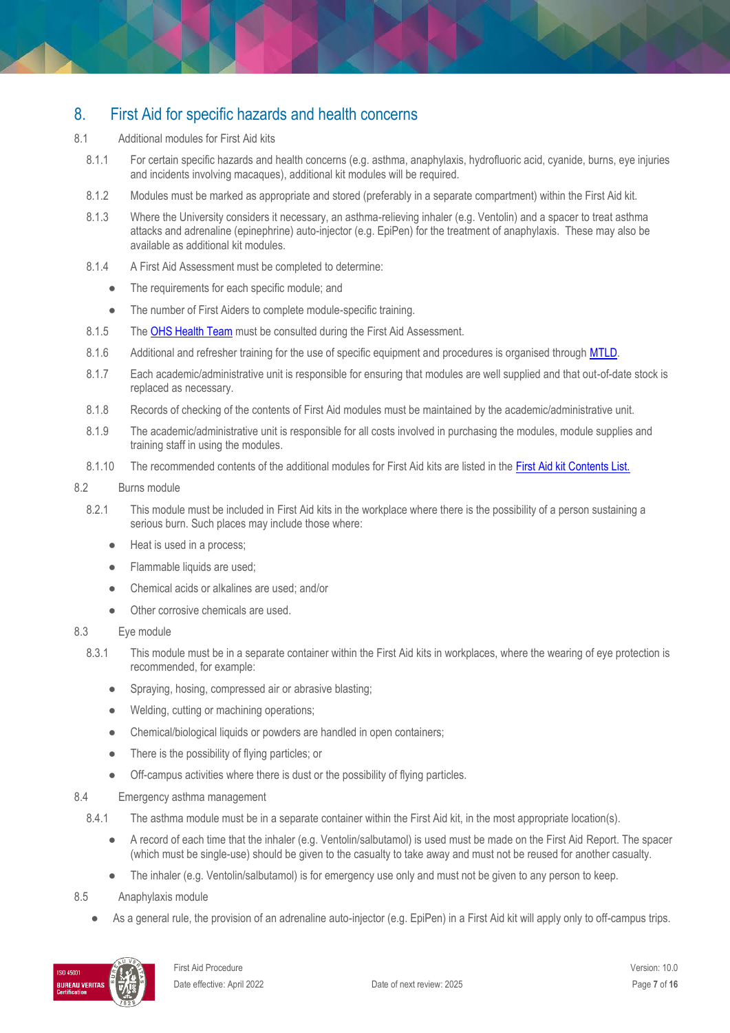## 8. First Aid for specific hazards and health concerns

### 8.1 Additional modules for First Aid kits

8.1.1 For certain specific hazards and health concerns (e.g. asthma, anaphylaxis, hydrofluoric acid, cyanide, burns, eye injuries and incidents involving macaques), additional kit modules will be required.

8.1.2 Modules must be marked as appropriate and stored (preferably in a separate compartment) within the First Aid kit.

8.1.3 Where the University considers it necessary, an asthma-relieving inhaler (e.g. Ventolin) and a spacer to treat asthma attacks and adrenaline (epinephrine) auto-injector (e.g. EpiPen) for the treatment of anaphylaxis. These may also be available as additional kit modules.

8.1.4 A First Aid Assessment must be completed to determine:

- The requirements for each specific module; and
- The number of First Aiders to complete module-specific training.

8.1.5 The OHS Health Team must be consulted during the First Aid Assessment.

8.1.6 Additional and refresher training for the use of specific equipment and procedures is organised through MTLD.

8.1.7 Each academic/administrative unit is responsible for ensuring that modules are well supplied and that out-of-date stock is replaced as necessary.

8.1.8 Records of checking of the contents of First Aid modules must be maintained by the academic/administrative unit.

8.1.9 The academic/administrative unit is responsible for all costs involved in purchasing the modules, module supplies and training staff in using the modules.

8.1.10 The recommended contents of the additional modules for First Aid kits are listed in the First Aid kit Contents List.

### 8.2 Burns module

8.2.1 This module must be included in First Aid kits in the workplace where there is the possibility of a person sustaining a serious burn. Such places may include those where:

- Heat is used in a process;
- Flammable liquids are used;
- Chemical acids or alkalines are used; and/or
- Other corrosive chemicals are used.

### 8.3 Eye module

8.3.1 This module must be in a separate container within the First Aid kits in workplaces, where the wearing of eye protection is recommended, for example:

- Spraying, hosing, compressed air or abrasive blasting;
- Welding, cutting or machining operations;
- Chemical/biological liquids or powders are handled in open containers;
- There is the possibility of flying particles; or
- Off-campus activities where there is dust or the possibility of flying particles.

### 8.4 Emergency asthma management

8.4.1 The asthma module must be in a separate container within the First Aid kit, in the most appropriate location(s).

- A record of each time that the inhaler (e.g. Ventolin/salbutamol) is used must be made on the First Aid Report. The spacer (which must be single-use) should be given to the casualty to take away and must not be reused for another casualty.
- The inhaler (e.g. Ventolin/salbutamol) is for emergency use only and must not be given to any person to keep.

### 8.5 Anaphylaxis module

- As a general rule, the provision of an adrenaline auto-injector (e.g. EpiPen) in a First Aid kit will apply only to off-campus trips.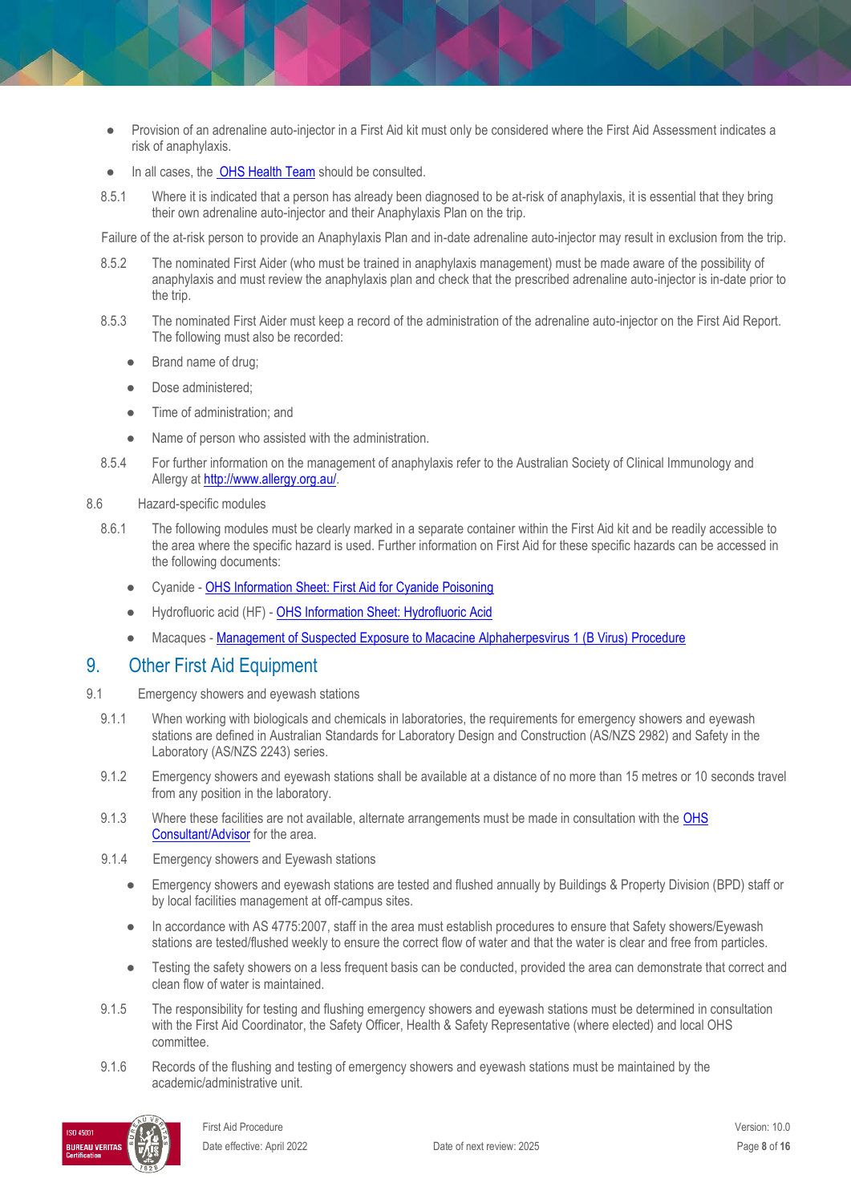- Provision of an adrenaline auto-injector in a First Aid kit must only be considered where the First Aid Assessment indicates a risk of anaphylaxis.
- In all cases, the [OHS Health Team] should be consulted.

8.5.1 Where it is indicated that a person has already been diagnosed to be at-risk of anaphylaxis, it is essential that they bring their own adrenaline auto-injector and their Anaphylaxis Plan on the trip.

Failure of the at-risk person to provide an Anaphylaxis Plan and in-date adrenaline auto-injector may result in exclusion from the trip.

8.5.2 The nominated First Aider (who must be trained in anaphylaxis management) must be made aware of the possibility of anaphylaxis and must review the anaphylaxis plan and check that the prescribed adrenaline auto-injector is in-date prior to the trip.

8.5.3 The nominated First Aider must keep a record of the administration of the adrenaline auto-injector on the First Aid Report. The following must also be recorded:

- Brand name of drug;
- Dose administered;
- Time of administration; and
- Name of person who assisted with the administration.

8.5.4 For further information on the management of anaphylaxis refer to the Australian Society of Clinical Immunology and Allergy at http://www.allergy.org.au/.

8.6 Hazard-specific modules

8.6.1 The following modules must be clearly marked in a separate container within the First Aid kit and be readily accessible to the area where the specific hazard is used. Further information on First Aid for these specific hazards can be accessed in the following documents:

- Cyanide - OHS Information Sheet: First Aid for Cyanide Poisoning
- Hydrofluoric acid (HF) - OHS Information Sheet: Hydrofluoric Acid
- Macaques - Management of Suspected Exposure to Macacine Alphaherpesvirus 1 (B Virus) Procedure

## 9. Other First Aid Equipment

9.1 Emergency showers and eyewash stations

9.1.1 When working with biologicals and chemicals in laboratories, the requirements for emergency showers and eyewash stations are defined in Australian Standards for Laboratory Design and Construction (AS/NZS 2982) and Safety in the Laboratory (AS/NZS 2243) series.

9.1.2 Emergency showers and eyewash stations shall be available at a distance of no more than 15 metres or 10 seconds travel from any position in the laboratory.

9.1.3 Where these facilities are not available, alternate arrangements must be made in consultation with the OHS Consultant/Advisor for the area.

9.1.4 Emergency showers and Eyewash stations

- Emergency showers and eyewash stations are tested and flushed annually by Buildings & Property Division (BPD) staff or by local facilities management at off-campus sites.
- In accordance with AS 4775:2007, staff in the area must establish procedures to ensure that Safety showers/Eyewash stations are tested/flushed weekly to ensure the correct flow of water and that the water is clear and free from particles.
- Testing the safety showers on a less frequent basis can be conducted, provided the area can demonstrate that correct and clean flow of water is maintained.

9.1.5 The responsibility for testing and flushing emergency showers and eyewash stations must be determined in consultation with the First Aid Coordinator, the Safety Officer, Health & Safety Representative (where elected) and local OHS committee.

9.1.6 Records of the flushing and testing of emergency showers and eyewash stations must be maintained by the academic/administrative unit.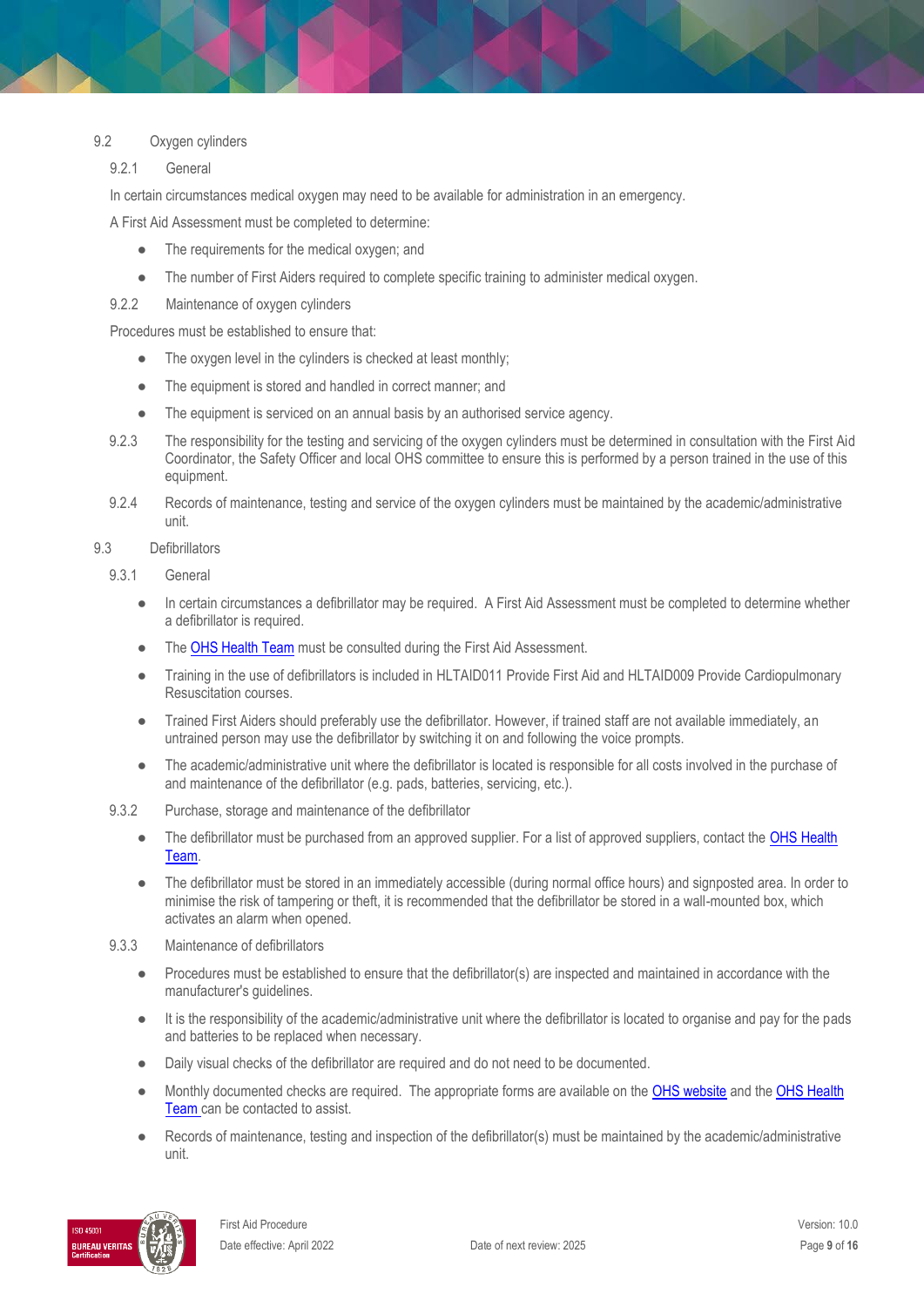## 9.2 Oxygen cylinders

### 9.2.1 General

In certain circumstances medical oxygen may need to be available for administration in an emergency.

A First Aid Assessment must be completed to determine:

- The requirements for the medical oxygen; and
- The number of First Aiders required to complete specific training to administer medical oxygen.

### 9.2.2 Maintenance of oxygen cylinders

Procedures must be established to ensure that:

- The oxygen level in the cylinders is checked at least monthly;
- The equipment is stored and handled in correct manner; and
- The equipment is serviced on an annual basis by an authorised service agency.

9.2.3 The responsibility for the testing and servicing of the oxygen cylinders must be determined in consultation with the First Aid Coordinator, the Safety Officer and local OHS committee to ensure this is performed by a person trained in the use of this equipment.

9.2.4 Records of maintenance, testing and service of the oxygen cylinders must be maintained by the academic/administrative unit.

## 9.3 Defibrillators

### 9.3.1 General

- In certain circumstances a defibrillator may be required. A First Aid Assessment must be completed to determine whether a defibrillator is required.
- The OHS Health Team must be consulted during the First Aid Assessment.
- Training in the use of defibrillators is included in HLTAID011 Provide First Aid and HLTAID009 Provide Cardiopulmonary Resuscitation courses.
- Trained First Aiders should preferably use the defibrillator. However, if trained staff are not available immediately, an untrained person may use the defibrillator by switching it on and following the voice prompts.
- The academic/administrative unit where the defibrillator is located is responsible for all costs involved in the purchase of and maintenance of the defibrillator (e.g. pads, batteries, servicing, etc.).

### 9.3.2 Purchase, storage and maintenance of the defibrillator

- The defibrillator must be purchased from an approved supplier. For a list of approved suppliers, contact the OHS Health Team.
- The defibrillator must be stored in an immediately accessible (during normal office hours) and signposted area. In order to minimise the risk of tampering or theft, it is recommended that the defibrillator be stored in a wall-mounted box, which activates an alarm when opened.

### 9.3.3 Maintenance of defibrillators

- Procedures must be established to ensure that the defibrillator(s) are inspected and maintained in accordance with the manufacturer's guidelines.
- It is the responsibility of the academic/administrative unit where the defibrillator is located to organise and pay for the pads and batteries to be replaced when necessary.
- Daily visual checks of the defibrillator are required and do not need to be documented.
- Monthly documented checks are required. The appropriate forms are available on the OHS website and the OHS Health Team can be contacted to assist.
- Records of maintenance, testing and inspection of the defibrillator(s) must be maintained by the academic/administrative unit.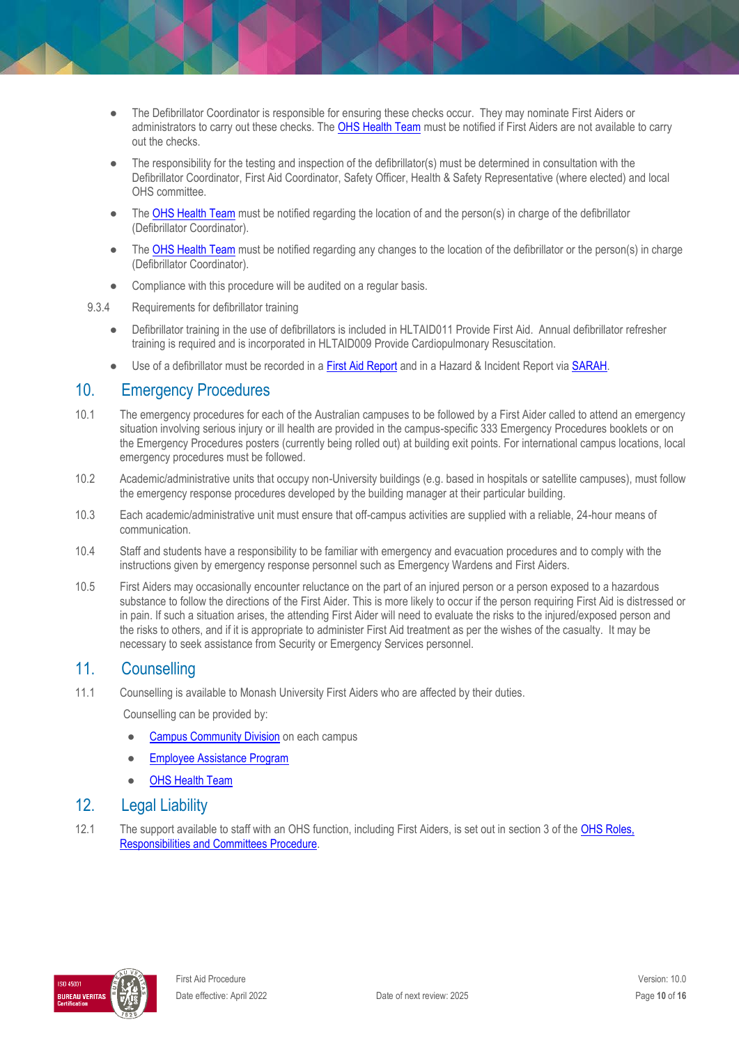- The Defibrillator Coordinator is responsible for ensuring these checks occur. They may nominate First Aiders or administrators to carry out these checks. The OHS Health Team must be notified if First Aiders are not available to carry out the checks.
- The responsibility for the testing and inspection of the defibrillator(s) must be determined in consultation with the Defibrillator Coordinator, First Aid Coordinator, Safety Officer, Health & Safety Representative (where elected) and local OHS committee.
- The OHS Health Team must be notified regarding the location of and the person(s) in charge of the defibrillator (Defibrillator Coordinator).
- The OHS Health Team must be notified regarding any changes to the location of the defibrillator or the person(s) in charge (Defibrillator Coordinator).
- Compliance with this procedure will be audited on a regular basis.

9.3.4 Requirements for defibrillator training

- Defibrillator training in the use of defibrillators is included in HLTAID011 Provide First Aid. Annual defibrillator refresher training is required and is incorporated in HLTAID009 Provide Cardiopulmonary Resuscitation.
- Use of a defibrillator must be recorded in a First Aid Report and in a Hazard & Incident Report via SARAH.

## 10. Emergency Procedures

10.1 The emergency procedures for each of the Australian campuses to be followed by a First Aider called to attend an emergency situation involving serious injury or ill health are provided in the campus-specific 333 Emergency Procedures booklets or on the Emergency Procedures posters (currently being rolled out) at building exit points. For international campus locations, local emergency procedures must be followed.

10.2 Academic/administrative units that occupy non-University buildings (e.g. based in hospitals or satellite campuses), must follow the emergency response procedures developed by the building manager at their particular building.

10.3 Each academic/administrative unit must ensure that off-campus activities are supplied with a reliable, 24-hour means of communication.

10.4 Staff and students have a responsibility to be familiar with emergency and evacuation procedures and to comply with the instructions given by emergency response personnel such as Emergency Wardens and First Aiders.

10.5 First Aiders may occasionally encounter reluctance on the part of an injured person or a person exposed to a hazardous substance to follow the directions of the First Aider. This is more likely to occur if the person requiring First Aid is distressed or in pain. If such a situation arises, the attending First Aider will need to evaluate the risks to the injured/exposed person and the risks to others, and if it is appropriate to administer First Aid treatment as per the wishes of the casualty. It may be necessary to seek assistance from Security or Emergency Services personnel.

## 11. Counselling

11.1 Counselling is available to Monash University First Aiders who are affected by their duties.

Counselling can be provided by:

- Campus Community Division on each campus
- Employee Assistance Program
- OHS Health Team

## 12. Legal Liability

12.1 The support available to staff with an OHS function, including First Aiders, is set out in section 3 of the OHS Roles, Responsibilities and Committees Procedure.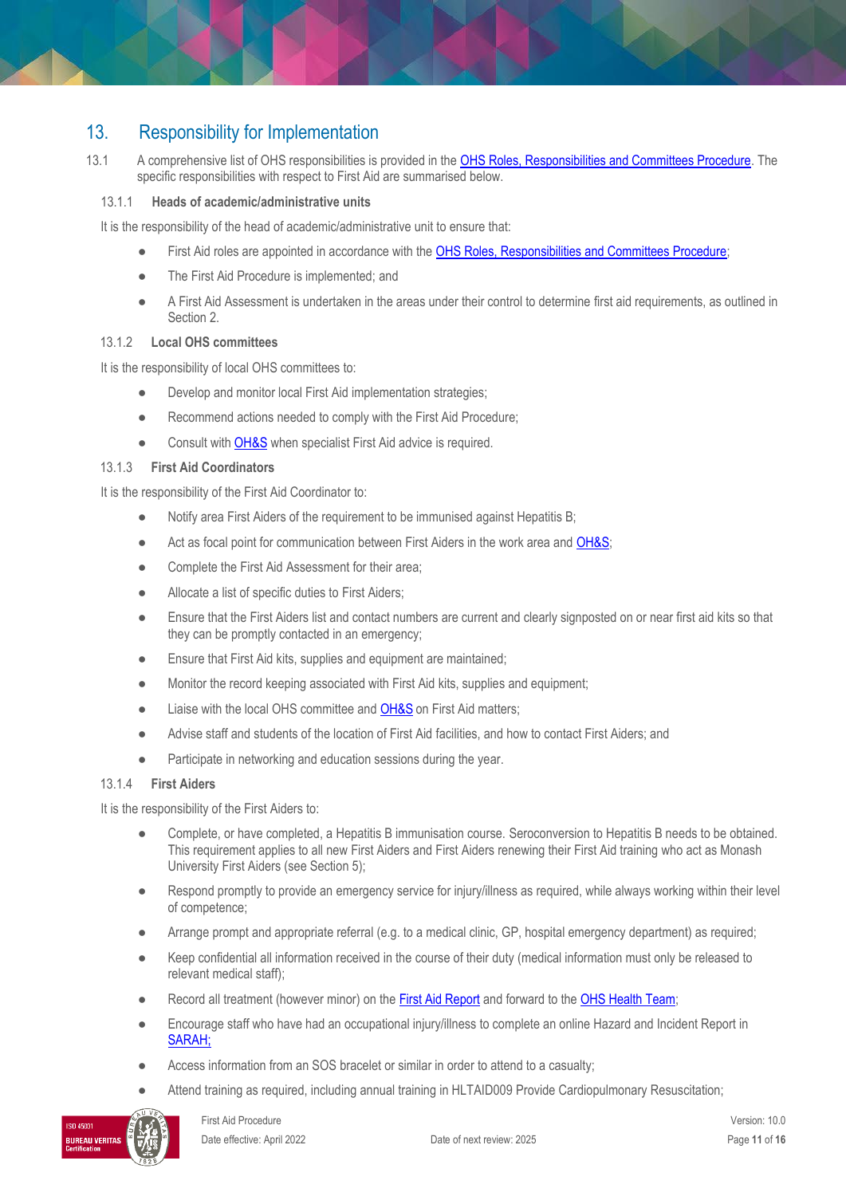## 13. Responsibility for Implementation

13.1 A comprehensive list of OHS responsibilities is provided in the OHS Roles, Responsibilities and Committees Procedure. The specific responsibilities with respect to First Aid are summarised below.

### 13.1.1 Heads of academic/administrative units

It is the responsibility of the head of academic/administrative unit to ensure that:

- First Aid roles are appointed in accordance with the OHS Roles, Responsibilities and Committees Procedure;
- The First Aid Procedure is implemented; and
- A First Aid Assessment is undertaken in the areas under their control to determine first aid requirements, as outlined in Section 2.

### 13.1.2 Local OHS committees

It is the responsibility of local OHS committees to:

- Develop and monitor local First Aid implementation strategies;
- Recommend actions needed to comply with the First Aid Procedure;
- Consult with OH&S when specialist First Aid advice is required.

### 13.1.3 First Aid Coordinators

It is the responsibility of the First Aid Coordinator to:

- Notify area First Aiders of the requirement to be immunised against Hepatitis B;
- Act as focal point for communication between First Aiders in the work area and OH&S;
- Complete the First Aid Assessment for their area;
- Allocate a list of specific duties to First Aiders;
- Ensure that the First Aiders list and contact numbers are current and clearly signposted on or near first aid kits so that they can be promptly contacted in an emergency;
- Ensure that First Aid kits, supplies and equipment are maintained;
- Monitor the record keeping associated with First Aid kits, supplies and equipment;
- Liaise with the local OHS committee and OH&S on First Aid matters;
- Advise staff and students of the location of First Aid facilities, and how to contact First Aiders; and
- Participate in networking and education sessions during the year.

### 13.1.4 First Aiders

It is the responsibility of the First Aiders to:

- Complete, or have completed, a Hepatitis B immunisation course. Seroconversion to Hepatitis B needs to be obtained. This requirement applies to all new First Aiders and First Aiders renewing their First Aid training who act as Monash University First Aiders (see Section 5);
- Respond promptly to provide an emergency service for injury/illness as required, while always working within their level of competence;
- Arrange prompt and appropriate referral (e.g. to a medical clinic, GP, hospital emergency department) as required;
- Keep confidential all information received in the course of their duty (medical information must only be released to relevant medical staff);
- Record all treatment (however minor) on the First Aid Report and forward to the OHS Health Team;
- Encourage staff who have had an occupational injury/illness to complete an online Hazard and Incident Report in SARAH;
- Access information from an SOS bracelet or similar in order to attend to a casualty;
- Attend training as required, including annual training in HLTAID009 Provide Cardiopulmonary Resuscitation;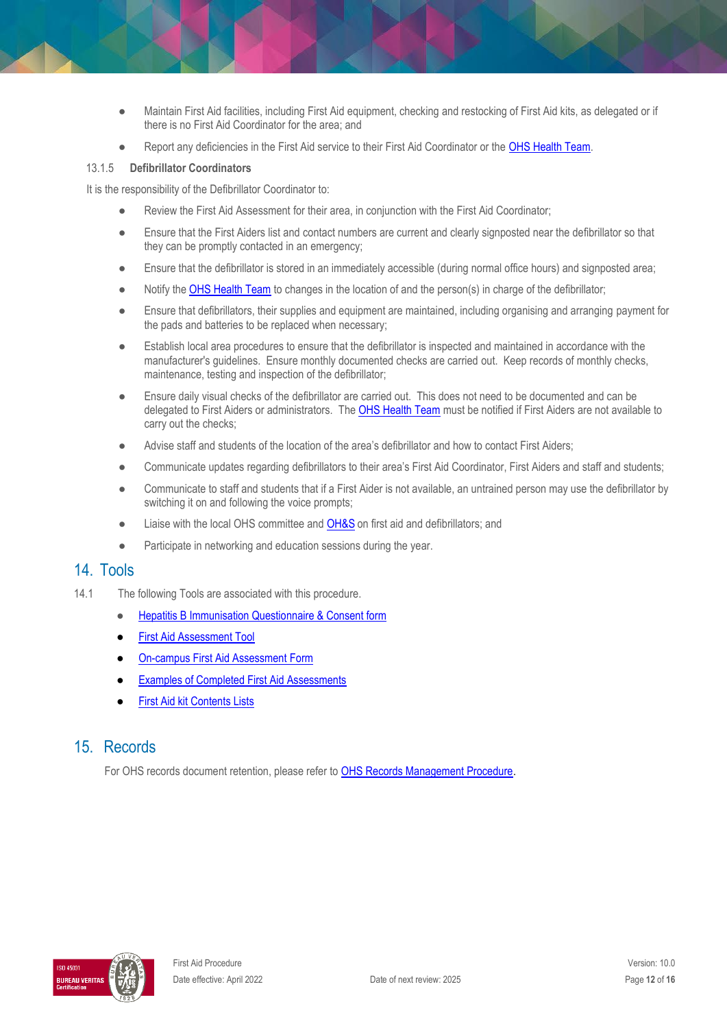- Maintain First Aid facilities, including First Aid equipment, checking and restocking of First Aid kits, as delegated or if there is no First Aid Coordinator for the area; and
- Report any deficiencies in the First Aid service to their First Aid Coordinator or the OHS Health Team.

#### 13.1.5 Defibrillator Coordinators

It is the responsibility of the Defibrillator Coordinator to:

- Review the First Aid Assessment for their area, in conjunction with the First Aid Coordinator;
- Ensure that the First Aiders list and contact numbers are current and clearly signposted near the defibrillator so that they can be promptly contacted in an emergency;
- Ensure that the defibrillator is stored in an immediately accessible (during normal office hours) and signposted area;
- Notify the OHS Health Team to changes in the location of and the person(s) in charge of the defibrillator;
- Ensure that defibrillators, their supplies and equipment are maintained, including organising and arranging payment for the pads and batteries to be replaced when necessary;
- Establish local area procedures to ensure that the defibrillator is inspected and maintained in accordance with the manufacturer's guidelines. Ensure monthly documented checks are carried out. Keep records of monthly checks, maintenance, testing and inspection of the defibrillator;
- Ensure daily visual checks of the defibrillator are carried out. This does not need to be documented and can be delegated to First Aiders or administrators. The OHS Health Team must be notified if First Aiders are not available to carry out the checks;
- Advise staff and students of the location of the area's defibrillator and how to contact First Aiders;
- Communicate updates regarding defibrillators to their area's First Aid Coordinator, First Aiders and staff and students;
- Communicate to staff and students that if a First Aider is not available, an untrained person may use the defibrillator by switching it on and following the voice prompts;
- Liaise with the local OHS committee and OH&S on first aid and defibrillators; and
- Participate in networking and education sessions during the year.

## 14. Tools

14.1 The following Tools are associated with this procedure.

- Hepatitis B Immunisation Questionnaire & Consent form
- First Aid Assessment Tool
- On-campus First Aid Assessment Form
- Examples of Completed First Aid Assessments
- First Aid kit Contents Lists

## 15. Records

For OHS records document retention, please refer to OHS Records Management Procedure.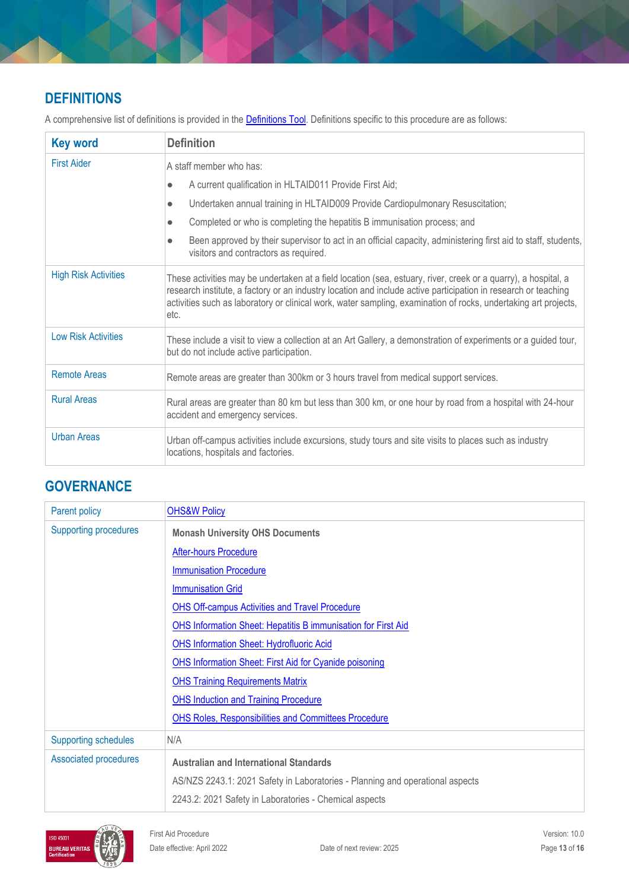## DEFINITIONS

A comprehensive list of definitions is provided in the Definitions Tool. Definitions specific to this procedure are as follows:

| Key word | Definition |
|---|---|
| First Aider | A staff member who has:<br>● A current qualification in HLTAID011 Provide First Aid;<br>● Undertaken annual training in HLTAID009 Provide Cardiopulmonary Resuscitation;<br>● Completed or who is completing the hepatitis B immunisation process; and<br>● Been approved by their supervisor to act in an official capacity, administering first aid to staff, students, visitors and contractors as required. |
| High Risk Activities | These activities may be undertaken at a field location (sea, estuary, river, creek or a quarry), a hospital, a research institute, a factory or an industry location and include active participation in research or teaching activities such as laboratory or clinical work, water sampling, examination of rocks, undertaking art projects, etc. |
| Low Risk Activities | These include a visit to view a collection at an Art Gallery, a demonstration of experiments or a guided tour, but do not include active participation. |
| Remote Areas | Remote areas are greater than 300km or 3 hours travel from medical support services. |
| Rural Areas | Rural areas are greater than 80 km but less than 300 km, or one hour by road from a hospital with 24-hour accident and emergency services. |
| Urban Areas | Urban off-campus activities include excursions, study tours and site visits to places such as industry locations, hospitals and factories. |

## GOVERNANCE

| | |
|---|---|
| Parent policy | OHS&W Policy |
| Supporting procedures | **Monash University OHS Documents**<br>After-hours Procedure<br>Immunisation Procedure<br>Immunisation Grid<br>OHS Off-campus Activities and Travel Procedure<br>OHS Information Sheet: Hepatitis B immunisation for First Aid<br>OHS Information Sheet: Hydrofluoric Acid<br>OHS Information Sheet: First Aid for Cyanide poisoning<br>OHS Training Requirements Matrix<br>OHS Induction and Training Procedure<br>OHS Roles, Responsibilities and Committees Procedure |
| Supporting schedules | N/A |
| Associated procedures | **Australian and International Standards**<br>AS/NZS 2243.1: 2021 Safety in Laboratories - Planning and operational aspects<br>2243.2: 2021 Safety in Laboratories - Chemical aspects |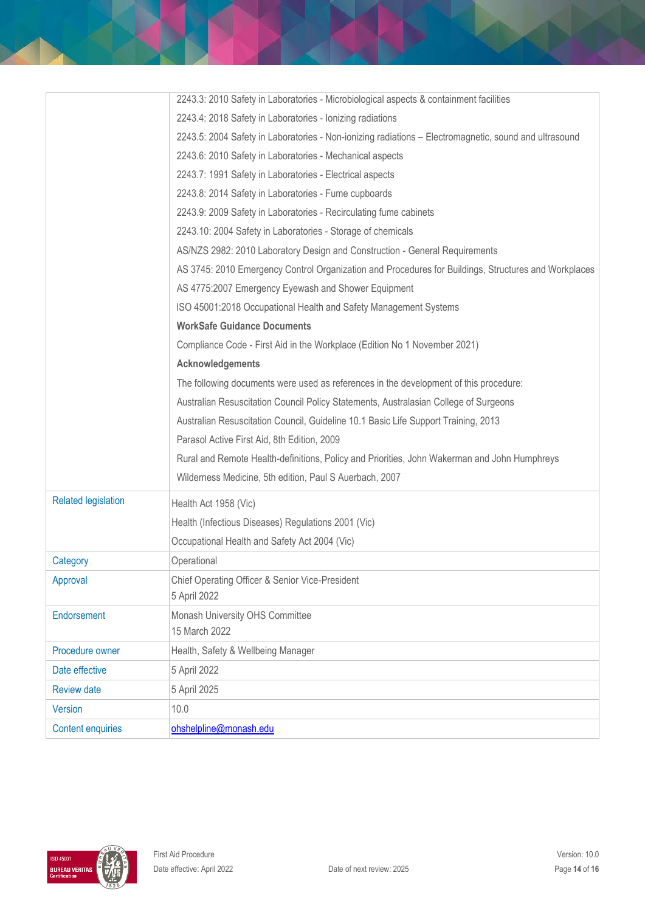| | |
|---|---|
| | 2243.3: 2010 Safety in Laboratories - Microbiological aspects & containment facilities<br>2243.4: 2018 Safety in Laboratories - Ionizing radiations<br>2243.5: 2004 Safety in Laboratories - Non-ionizing radiations – Electromagnetic, sound and ultrasound<br>2243.6: 2010 Safety in Laboratories - Mechanical aspects<br>2243.7: 1991 Safety in Laboratories - Electrical aspects<br>2243.8: 2014 Safety in Laboratories - Fume cupboards<br>2243.9: 2009 Safety in Laboratories - Recirculating fume cabinets<br>2243.10: 2004 Safety in Laboratories - Storage of chemicals<br>AS/NZS 2982: 2010 Laboratory Design and Construction - General Requirements<br>AS 3745: 2010 Emergency Control Organization and Procedures for Buildings, Structures and Workplaces<br>AS 4775:2007 Emergency Eyewash and Shower Equipment<br>ISO 45001:2018 Occupational Health and Safety Management Systems<br>**WorkSafe Guidance Documents**<br>Compliance Code - First Aid in the Workplace (Edition No 1 November 2021)<br>**Acknowledgements**<br>The following documents were used as references in the development of this procedure:<br>Australian Resuscitation Council Policy Statements, Australasian College of Surgeons<br>Australian Resuscitation Council, Guideline 10.1 Basic Life Support Training, 2013<br>Parasol Active First Aid, 8th Edition, 2009<br>Rural and Remote Health-definitions, Policy and Priorities, John Wakerman and John Humphreys<br>Wilderness Medicine, 5th edition, Paul S Auerbach, 2007 |
| Related legislation | Health Act 1958 (Vic)<br>Health (Infectious Diseases) Regulations 2001 (Vic)<br>Occupational Health and Safety Act 2004 (Vic) |
| Category | Operational |
| Approval | Chief Operating Officer & Senior Vice-President<br>5 April 2022 |
| Endorsement | Monash University OHS Committee<br>15 March 2022 |
| Procedure owner | Health, Safety & Wellbeing Manager |
| Date effective | 5 April 2022 |
| Review date | 5 April 2025 |
| Version | 10.0 |
| Content enquiries | ohshelpline@monash.edu |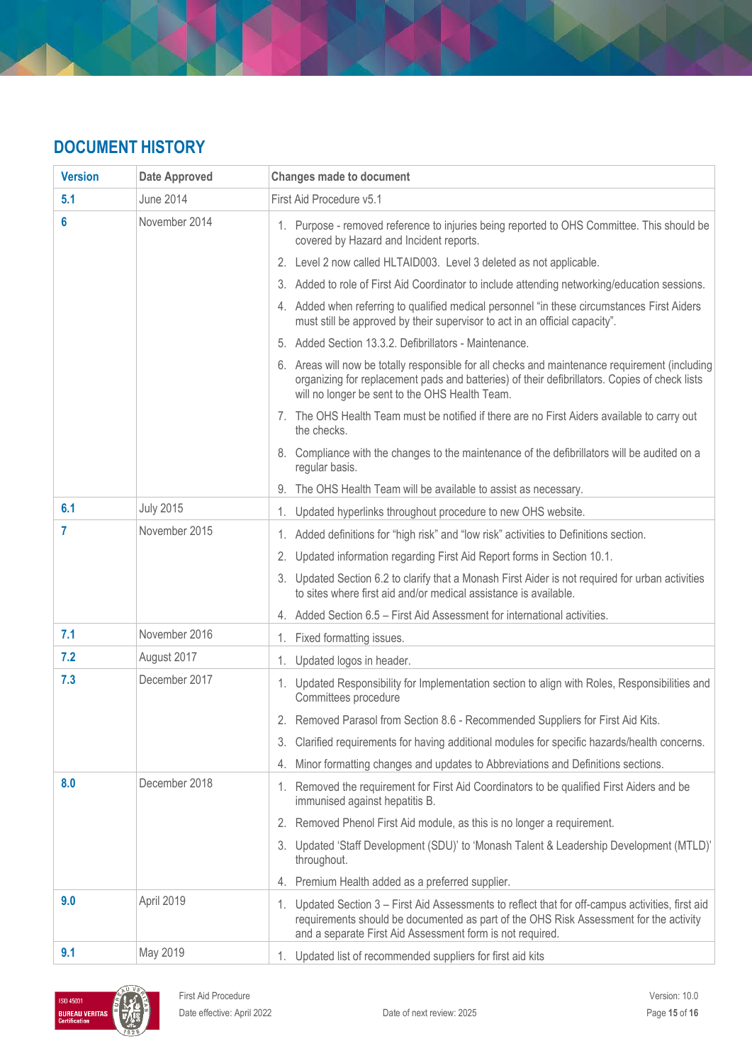## DOCUMENT HISTORY

| Version | Date Approved | Changes made to document |
|---|---|---|
| 5.1 | June 2014 | First Aid Procedure v5.1 |
| 6 | November 2014 | 1. Purpose - removed reference to injuries being reported to OHS Committee. This should be covered by Hazard and Incident reports.<br>2. Level 2 now called HLTAID003. Level 3 deleted as not applicable.<br>3. Added to role of First Aid Coordinator to include attending networking/education sessions.<br>4. Added when referring to qualified medical personnel "in these circumstances First Aiders must still be approved by their supervisor to act in an official capacity".<br>5. Added Section 13.3.2. Defibrillators - Maintenance.<br>6. Areas will now be totally responsible for all checks and maintenance requirement (including organizing for replacement pads and batteries) of their defibrillators. Copies of check lists will no longer be sent to the OHS Health Team.<br>7. The OHS Health Team must be notified if there are no First Aiders available to carry out the checks.<br>8. Compliance with the changes to the maintenance of the defibrillators will be audited on a regular basis.<br>9. The OHS Health Team will be available to assist as necessary. |
| 6.1 | July 2015 | 1. Updated hyperlinks throughout procedure to new OHS website. |
| 7 | November 2015 | 1. Added definitions for "high risk" and "low risk" activities to Definitions section.<br>2. Updated information regarding First Aid Report forms in Section 10.1.<br>3. Updated Section 6.2 to clarify that a Monash First Aider is not required for urban activities to sites where first aid and/or medical assistance is available.<br>4. Added Section 6.5 – First Aid Assessment for international activities. |
| 7.1 | November 2016 | 1. Fixed formatting issues. |
| 7.2 | August 2017 | 1. Updated logos in header. |
| 7.3 | December 2017 | 1. Updated Responsibility for Implementation section to align with Roles, Responsibilities and Committees procedure<br>2. Removed Parasol from Section 8.6 - Recommended Suppliers for First Aid Kits.<br>3. Clarified requirements for having additional modules for specific hazards/health concerns.<br>4. Minor formatting changes and updates to Abbreviations and Definitions sections. |
| 8.0 | December 2018 | 1. Removed the requirement for First Aid Coordinators to be qualified First Aiders and be immunised against hepatitis B.<br>2. Removed Phenol First Aid module, as this is no longer a requirement.<br>3. Updated 'Staff Development (SDU)' to 'Monash Talent & Leadership Development (MTLD)' throughout.<br>4. Premium Health added as a preferred supplier. |
| 9.0 | April 2019 | 1. Updated Section 3 – First Aid Assessments to reflect that for off-campus activities, first aid requirements should be documented as part of the OHS Risk Assessment for the activity and a separate First Aid Assessment form is not required. |
| 9.1 | May 2019 | 1. Updated list of recommended suppliers for first aid kits |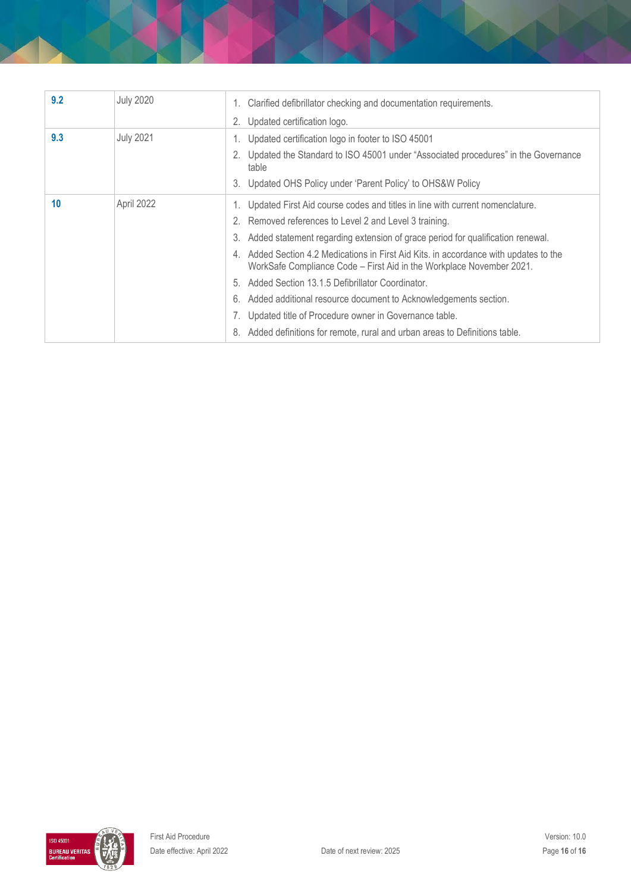| | | |
|---|---|---|
| **9.2** | July 2020 | 1. Clarified defibrillator checking and documentation requirements.<br>2. Updated certification logo. |
| **9.3** | July 2021 | 1. Updated certification logo in footer to ISO 45001<br>2. Updated the Standard to ISO 45001 under "Associated procedures" in the Governance table<br>3. Updated OHS Policy under 'Parent Policy' to OHS&W Policy |
| **10** | April 2022 | 1. Updated First Aid course codes and titles in line with current nomenclature.<br>2. Removed references to Level 2 and Level 3 training.<br>3. Added statement regarding extension of grace period for qualification renewal.<br>4. Added Section 4.2 Medications in First Aid Kits. in accordance with updates to the WorkSafe Compliance Code – First Aid in the Workplace November 2021.<br>5. Added Section 13.1.5 Defibrillator Coordinator.<br>6. Added additional resource document to Acknowledgements section.<br>7. Updated title of Procedure owner in Governance table.<br>8. Added definitions for remote, rural and urban areas to Definitions table. |